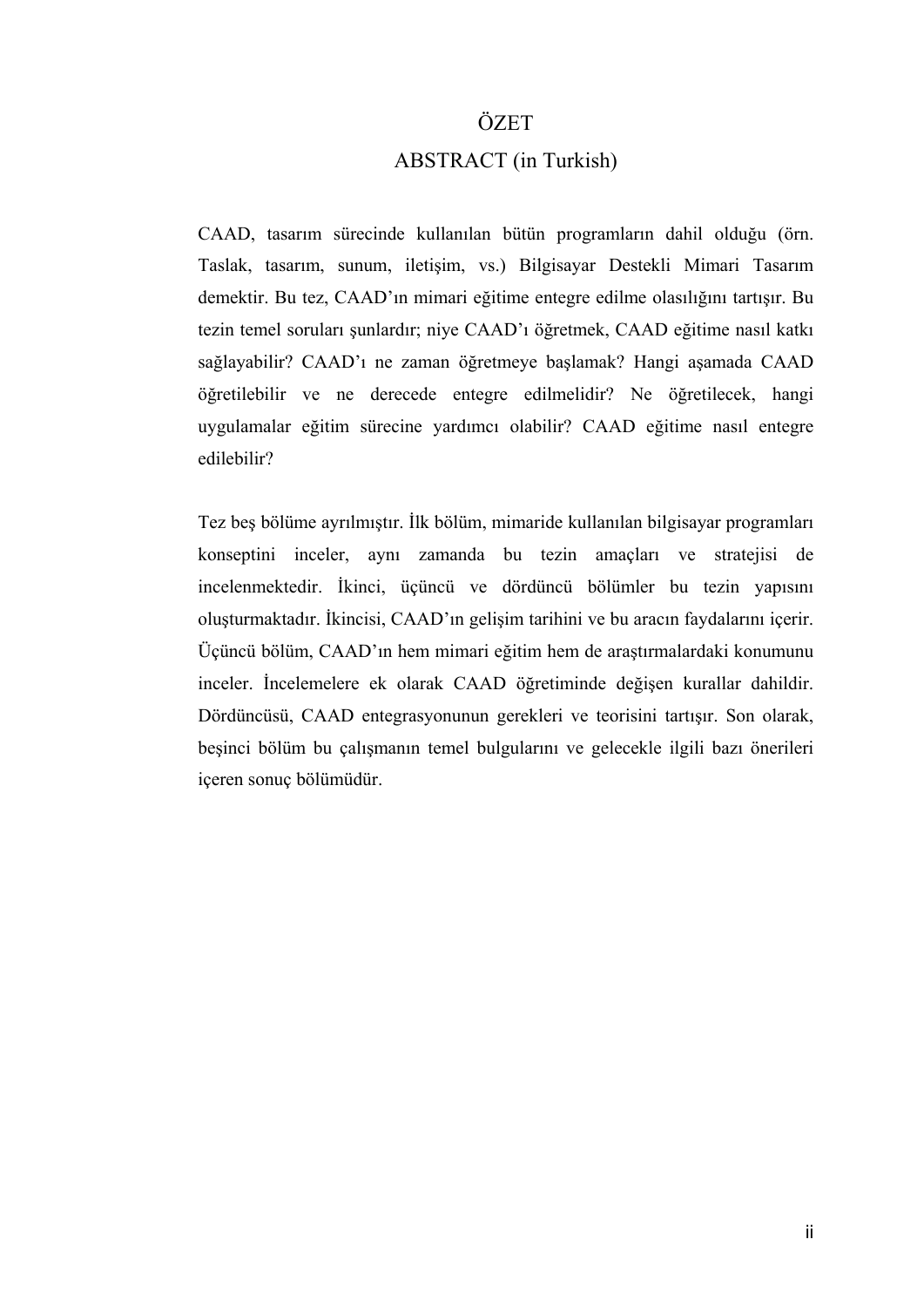# ÖZET

## ABSTRACT (in Turkish)

CAAD, tasarım sürecinde kullanılan bütün programların dahil olduğu (örn. Taslak, tasarım, sunum, iletişim, vs.) Bilgisayar Destekli Mimari Tasarım demektir. Bu tez, CAAD'ın mimari eğitime entegre edilme olasılığını tartışır. Bu tezin temel soruları şunlardır; niye CAAD'ı öğretmek, CAAD eğitime nasıl katkı sağlayabilir? CAAD'ı ne zaman öğretmeye başlamak? Hangi aşamada CAAD öğretilebilir ve ne derecede entegre edilmelidir? Ne öğretilecek, hangi uygulamalar eğitim sürecine yardımcı olabilir? CAAD eğitime nasıl entegre edilebilir?

Tez beş bölüme ayrılmıştır. İlk bölüm, mimaride kullanılan bilgisayar programları konseptini inceler, aynı zamanda bu tezin amaçları ve stratejisi de incelenmektedir. İkinci, üçüncü ve dördüncü bölümler bu tezin yapısını oluşturmaktadır. İkincisi, CAAD'ın gelişim tarihini ve bu aracın faydalarını içerir. Üçüncü bölüm, CAAD'ın hem mimari eğitim hem de araştırmalardaki konumunu inceler. İncelemelere ek olarak CAAD öğretiminde değişen kurallar dahildir. Dördüncüsü, CAAD entegrasyonunun gerekleri ve teorisini tartışır. Son olarak, beşinci bölüm bu çalışmanın temel bulgularını ve gelecekle ilgili bazı önerileri içeren sonuç bölümüdür.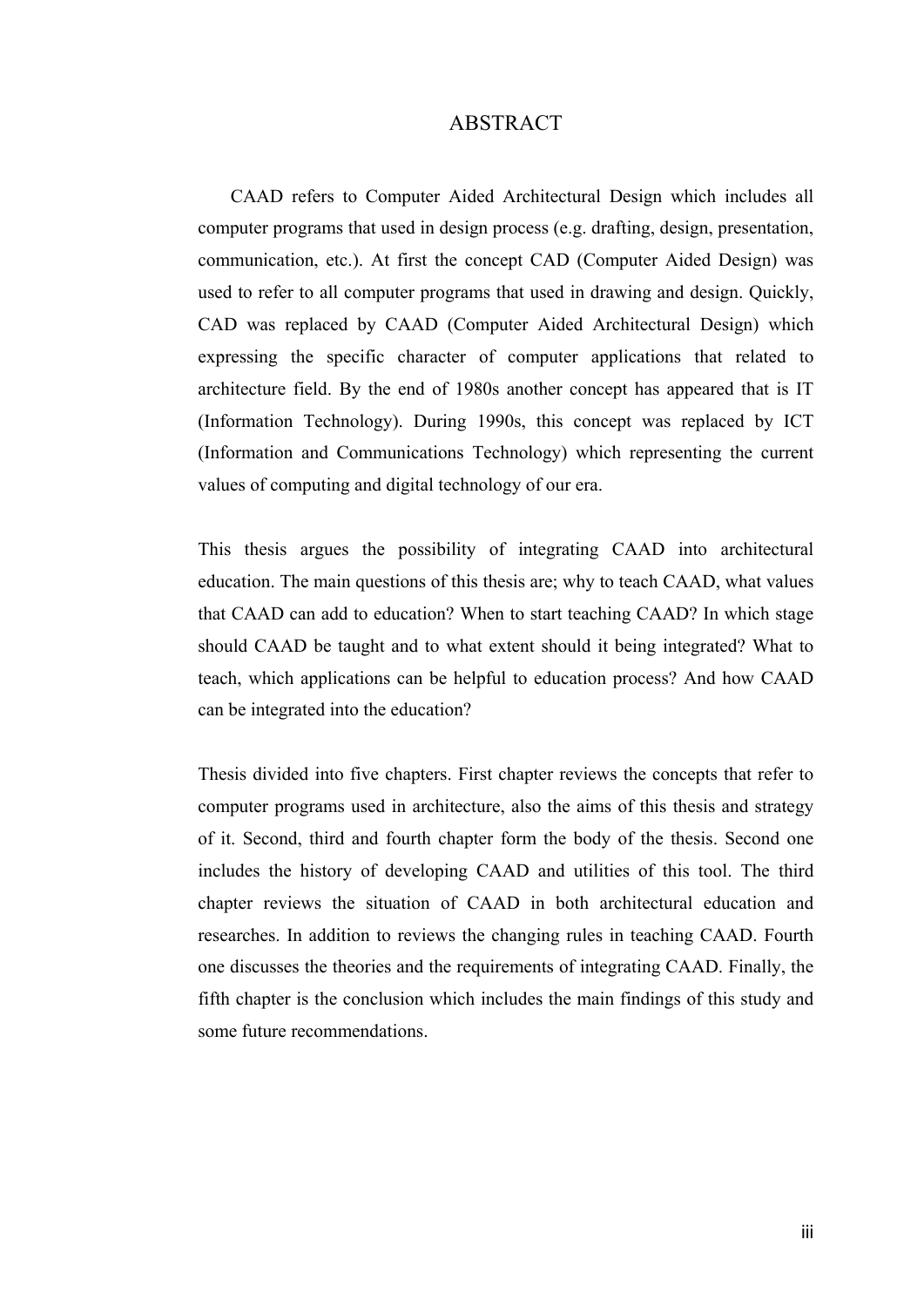# ABSTRACT

CAAD refers to Computer Aided Architectural Design which includes all computer programs that used in design process (e.g. drafting, design, presentation, communication, etc.). At first the concept CAD (Computer Aided Design) was used to refer to all computer programs that used in drawing and design. Quickly, CAD was replaced by CAAD (Computer Aided Architectural Design) which expressing the specific character of computer applications that related to architecture field. By the end of 1980s another concept has appeared that is IT (Information Technology). During 1990s, this concept was replaced by ICT (Information and Communications Technology) which representing the current values of computing and digital technology of our era.

This thesis argues the possibility of integrating CAAD into architectural education. The main questions of this thesis are; why to teach CAAD, what values that CAAD can add to education? When to start teaching CAAD? In which stage should CAAD be taught and to what extent should it being integrated? What to teach, which applications can be helpful to education process? And how CAAD can be integrated into the education?

Thesis divided into five chapters. First chapter reviews the concepts that refer to computer programs used in architecture, also the aims of this thesis and strategy of it. Second, third and fourth chapter form the body of the thesis. Second one includes the history of developing CAAD and utilities of this tool. The third chapter reviews the situation of CAAD in both architectural education and researches. In addition to reviews the changing rules in teaching CAAD. Fourth one discusses the theories and the requirements of integrating CAAD. Finally, the fifth chapter is the conclusion which includes the main findings of this study and some future recommendations.